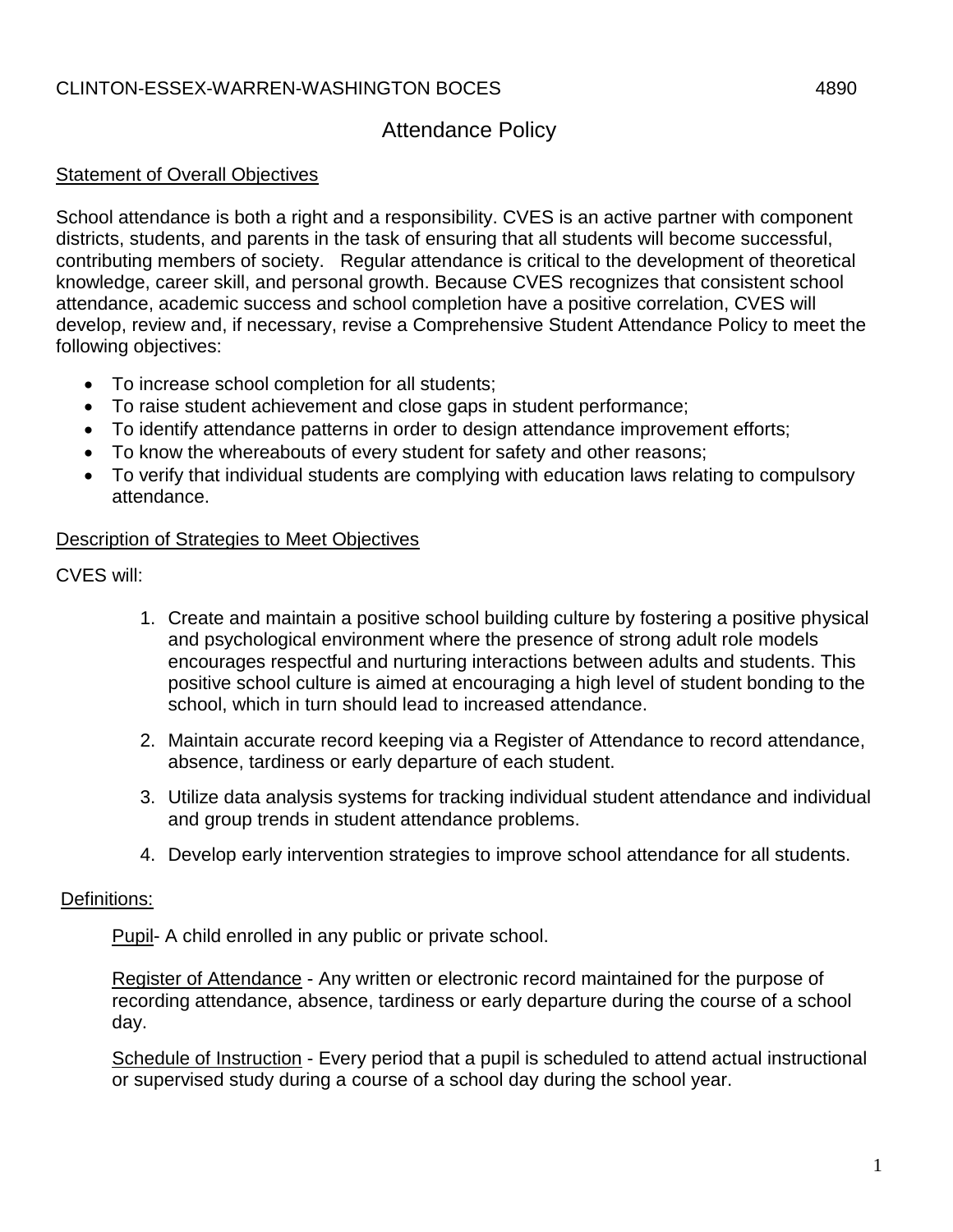CLINTON-ESSEX-WARREN-WASHINGTON BOCES 4890

# Attendance Policy

## Statement of Overall Objectives

School attendance is both a right and a responsibility. CVES is an active partner with component districts, students, and parents in the task of ensuring that all students will become successful, contributing members of society. Regular attendance is critical to the development of theoretical knowledge, career skill, and personal growth. Because CVES recognizes that consistent school attendance, academic success and school completion have a positive correlation, CVES will develop, review and, if necessary, revise a Comprehensive Student Attendance Policy to meet the following objectives:

- To increase school completion for all students;
- To raise student achievement and close gaps in student performance;
- To identify attendance patterns in order to design attendance improvement efforts;
- To know the whereabouts of every student for safety and other reasons;
- To verify that individual students are complying with education laws relating to compulsory attendance.

## Description of Strategies to Meet Objectives

CVES will:

1. Create and maintain a positive school building culture by fostering a positive physical and psychological environment where the presence of strong adult role models encourages respectful and nurturing interactions between adults and students. This positive school culture is aimed at encouraging a high level of student bonding to the school, which in turn should lead to increased attendance.
2. Maintain accurate record keeping via a Register of Attendance to record attendance, absence, tardiness or early departure of each student.
3. Utilize data analysis systems for tracking individual student attendance and individual and group trends in student attendance problems.
4. Develop early intervention strategies to improve school attendance for all students.

## Definitions:

Pupil- A child enrolled in any public or private school.

Register of Attendance - Any written or electronic record maintained for the purpose of recording attendance, absence, tardiness or early departure during the course of a school day.

Schedule of Instruction - Every period that a pupil is scheduled to attend actual instructional or supervised study during a course of a school day during the school year.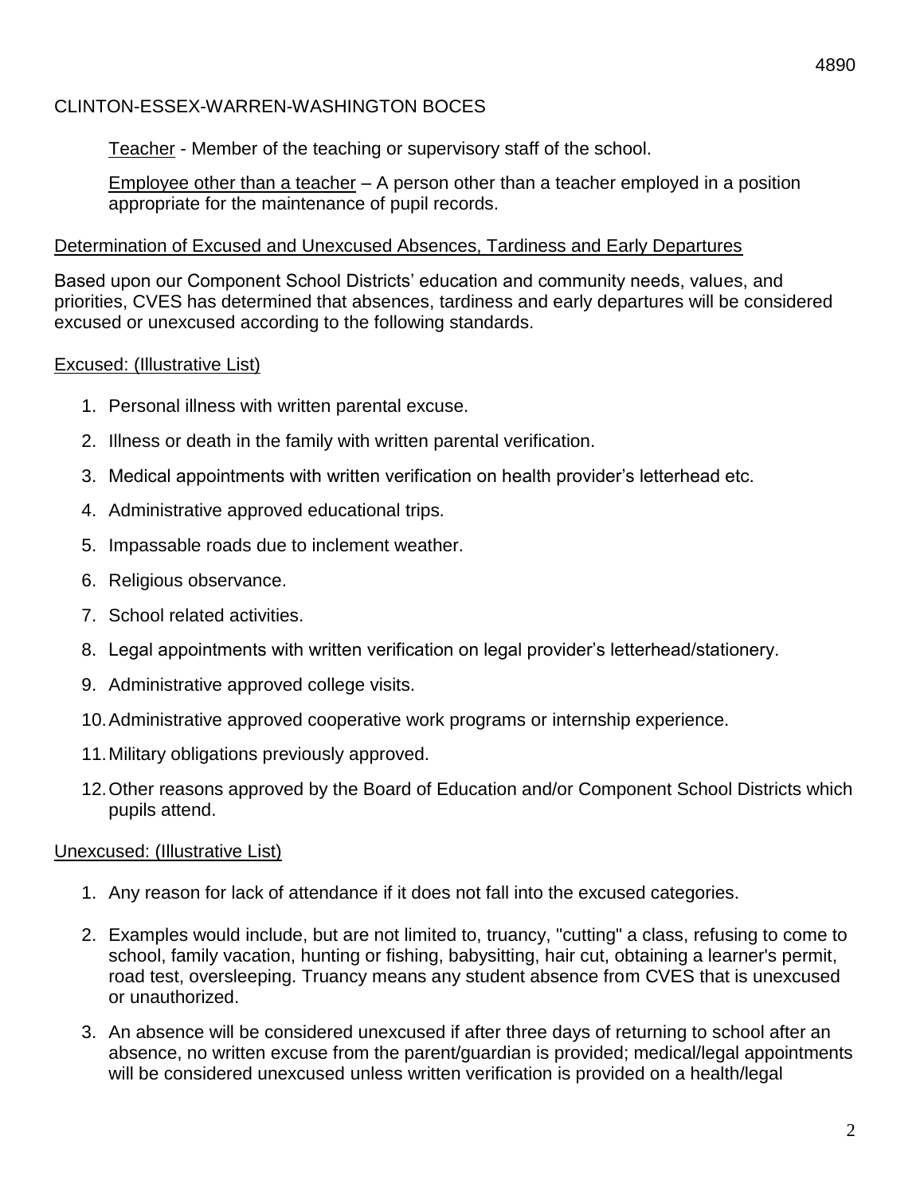Teacher - Member of the teaching or supervisory staff of the school.

Employee other than a teacher – A person other than a teacher employed in a position appropriate for the maintenance of pupil records.

Determination of Excused and Unexcused Absences, Tardiness and Early Departures

Based upon our Component School Districts' education and community needs, values, and priorities, CVES has determined that absences, tardiness and early departures will be considered excused or unexcused according to the following standards.

Excused: (Illustrative List)

1. Personal illness with written parental excuse.
2. Illness or death in the family with written parental verification.
3. Medical appointments with written verification on health provider's letterhead etc.
4. Administrative approved educational trips.
5. Impassable roads due to inclement weather.
6. Religious observance.
7. School related activities.
8. Legal appointments with written verification on legal provider's letterhead/stationery.
9. Administrative approved college visits.
10. Administrative approved cooperative work programs or internship experience.
11. Military obligations previously approved.
12. Other reasons approved by the Board of Education and/or Component School Districts which pupils attend.

Unexcused: (Illustrative List)

1. Any reason for lack of attendance if it does not fall into the excused categories.
2. Examples would include, but are not limited to, truancy, "cutting" a class, refusing to come to school, family vacation, hunting or fishing, babysitting, hair cut, obtaining a learner's permit, road test, oversleeping. Truancy means any student absence from CVES that is unexcused or unauthorized.
3. An absence will be considered unexcused if after three days of returning to school after an absence, no written excuse from the parent/guardian is provided; medical/legal appointments will be considered unexcused unless written verification is provided on a health/legal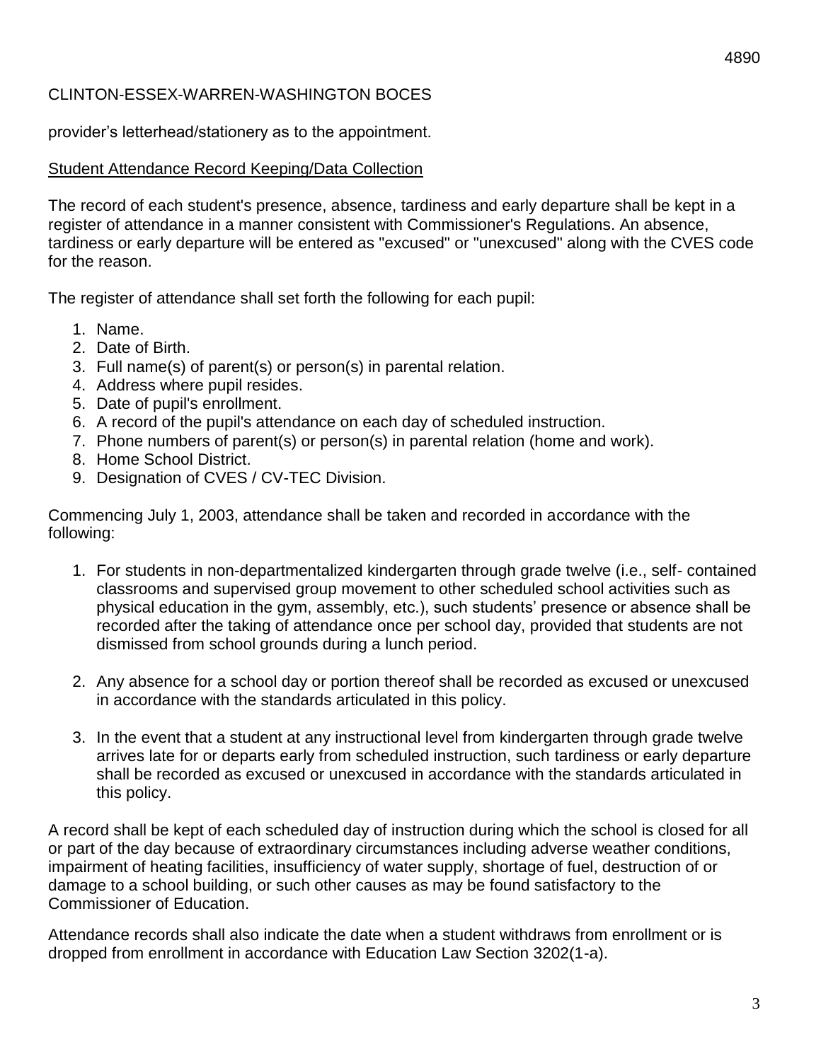provider's letterhead/stationery as to the appointment.

Student Attendance Record Keeping/Data Collection

The record of each student's presence, absence, tardiness and early departure shall be kept in a register of attendance in a manner consistent with Commissioner's Regulations. An absence, tardiness or early departure will be entered as "excused" or "unexcused" along with the CVES code for the reason.

The register of attendance shall set forth the following for each pupil:

1. Name.
2. Date of Birth.
3. Full name(s) of parent(s) or person(s) in parental relation.
4. Address where pupil resides.
5. Date of pupil's enrollment.
6. A record of the pupil's attendance on each day of scheduled instruction.
7. Phone numbers of parent(s) or person(s) in parental relation (home and work).
8. Home School District.
9. Designation of CVES / CV-TEC Division.

Commencing July 1, 2003, attendance shall be taken and recorded in accordance with the following:

1. For students in non-departmentalized kindergarten through grade twelve (i.e., self- contained classrooms and supervised group movement to other scheduled school activities such as physical education in the gym, assembly, etc.), such students' presence or absence shall be recorded after the taking of attendance once per school day, provided that students are not dismissed from school grounds during a lunch period.

2. Any absence for a school day or portion thereof shall be recorded as excused or unexcused in accordance with the standards articulated in this policy.

3. In the event that a student at any instructional level from kindergarten through grade twelve arrives late for or departs early from scheduled instruction, such tardiness or early departure shall be recorded as excused or unexcused in accordance with the standards articulated in this policy.

A record shall be kept of each scheduled day of instruction during which the school is closed for all or part of the day because of extraordinary circumstances including adverse weather conditions, impairment of heating facilities, insufficiency of water supply, shortage of fuel, destruction of or damage to a school building, or such other causes as may be found satisfactory to the Commissioner of Education.

Attendance records shall also indicate the date when a student withdraws from enrollment or is dropped from enrollment in accordance with Education Law Section 3202(1-a).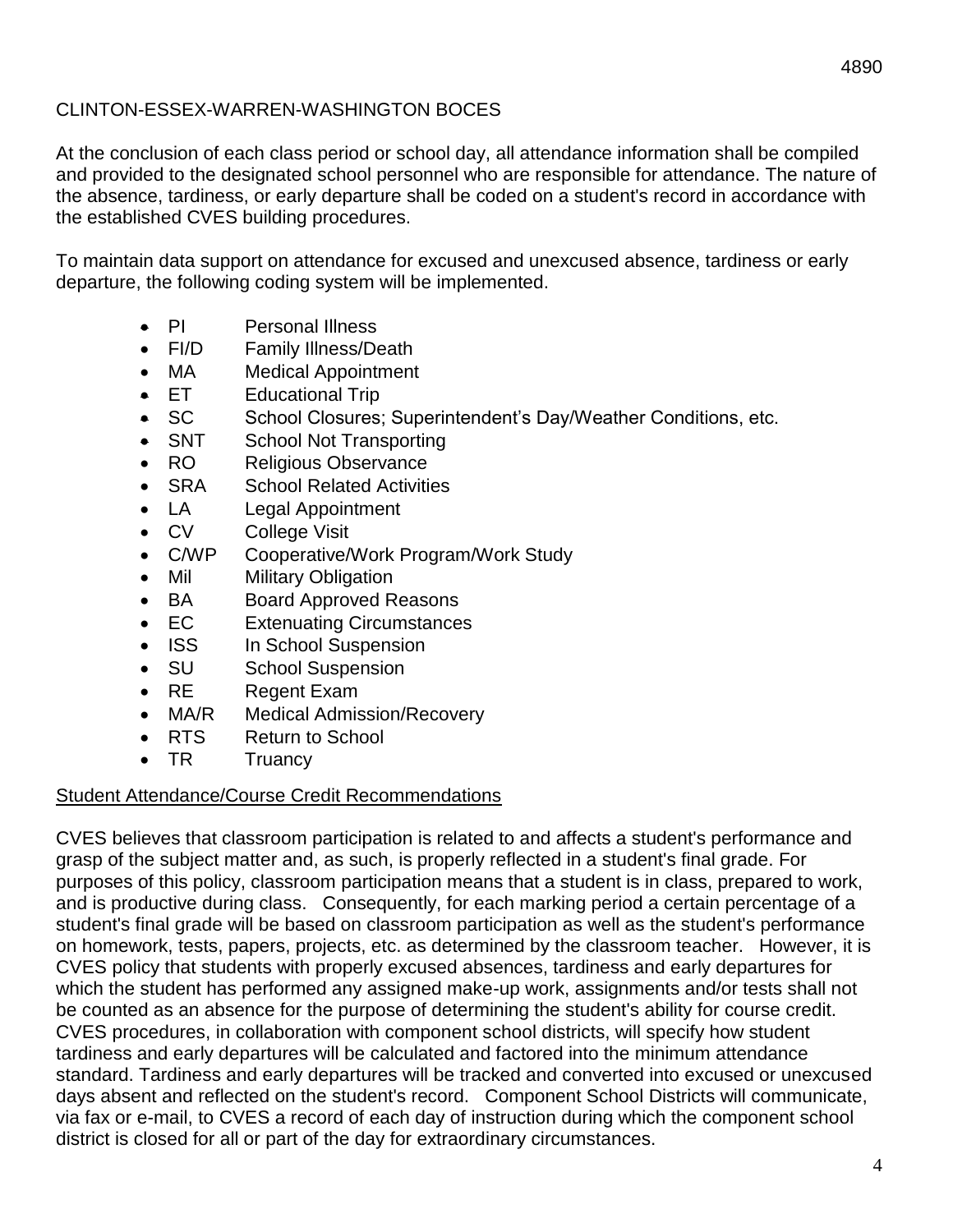CLINTON-ESSEX-WARREN-WASHINGTON BOCES

At the conclusion of each class period or school day, all attendance information shall be compiled and provided to the designated school personnel who are responsible for attendance. The nature of the absence, tardiness, or early departure shall be coded on a student's record in accordance with the established CVES building procedures.

To maintain data support on attendance for excused and unexcused absence, tardiness or early departure, the following coding system will be implemented.

- PI Personal Illness
- FI/D Family Illness/Death
- MA Medical Appointment
- ET Educational Trip
- SC School Closures; Superintendent's Day/Weather Conditions, etc.
- SNT School Not Transporting
- RO Religious Observance
- SRA School Related Activities
- LA Legal Appointment
- CV College Visit
- C/WP Cooperative/Work Program/Work Study
- Mil Military Obligation
- BA Board Approved Reasons
- EC Extenuating Circumstances
- ISS In School Suspension
- SU School Suspension
- RE Regent Exam
- MA/R Medical Admission/Recovery
- RTS Return to School
- TR Truancy

<u>Student Attendance/Course Credit Recommendations</u>

CVES believes that classroom participation is related to and affects a student's performance and grasp of the subject matter and, as such, is properly reflected in a student's final grade. For purposes of this policy, classroom participation means that a student is in class, prepared to work, and is productive during class. Consequently, for each marking period a certain percentage of a student's final grade will be based on classroom participation as well as the student's performance on homework, tests, papers, projects, etc. as determined by the classroom teacher. However, it is CVES policy that students with properly excused absences, tardiness and early departures for which the student has performed any assigned make-up work, assignments and/or tests shall not be counted as an absence for the purpose of determining the student's ability for course credit. CVES procedures, in collaboration with component school districts, will specify how student tardiness and early departures will be calculated and factored into the minimum attendance standard. Tardiness and early departures will be tracked and converted into excused or unexcused days absent and reflected on the student's record. Component School Districts will communicate, via fax or e-mail, to CVES a record of each day of instruction during which the component school district is closed for all or part of the day for extraordinary circumstances.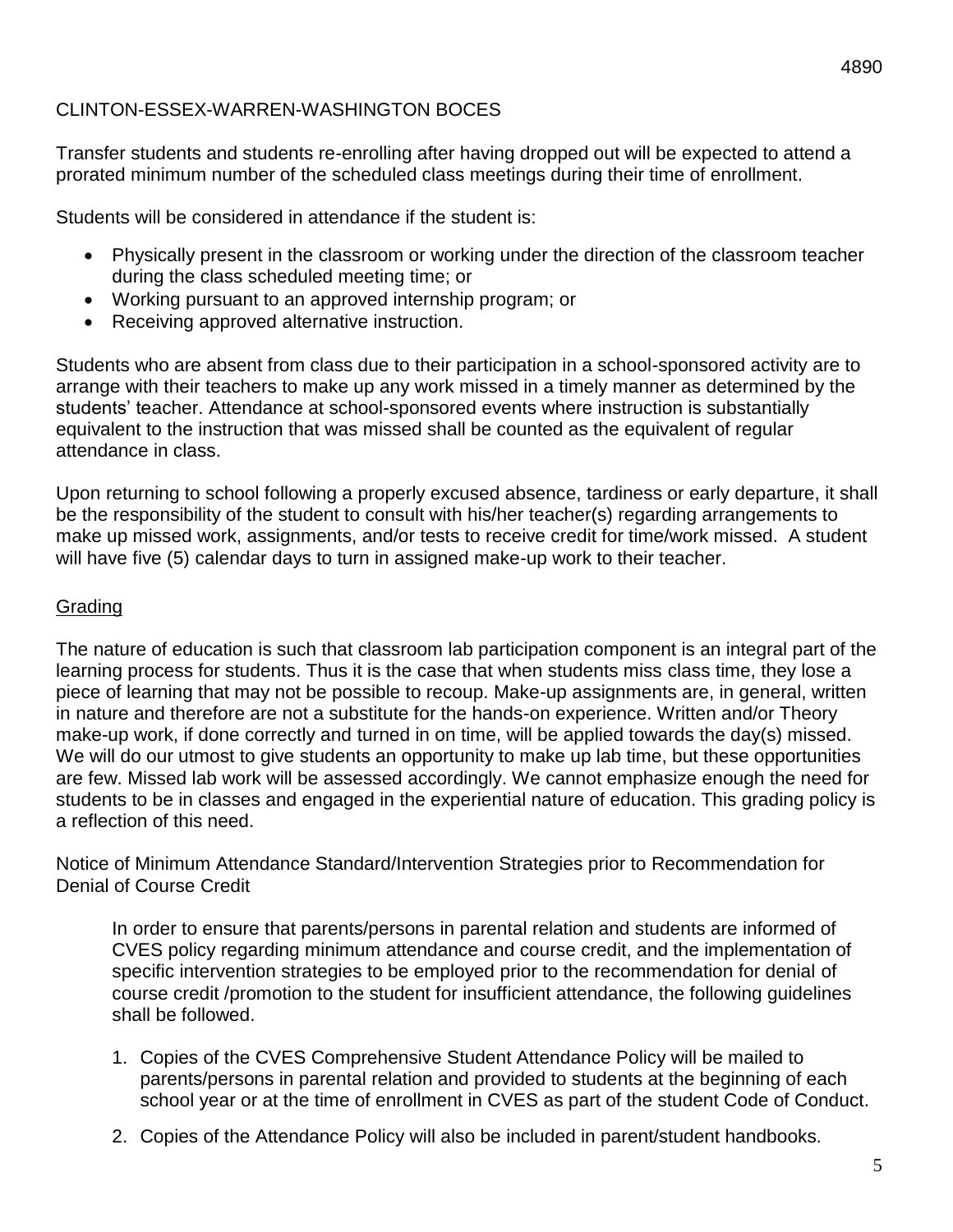Transfer students and students re-enrolling after having dropped out will be expected to attend a prorated minimum number of the scheduled class meetings during their time of enrollment.

Students will be considered in attendance if the student is:

- Physically present in the classroom or working under the direction of the classroom teacher during the class scheduled meeting time; or
- Working pursuant to an approved internship program; or
- Receiving approved alternative instruction.

Students who are absent from class due to their participation in a school-sponsored activity are to arrange with their teachers to make up any work missed in a timely manner as determined by the students' teacher. Attendance at school-sponsored events where instruction is substantially equivalent to the instruction that was missed shall be counted as the equivalent of regular attendance in class.

Upon returning to school following a properly excused absence, tardiness or early departure, it shall be the responsibility of the student to consult with his/her teacher(s) regarding arrangements to make up missed work, assignments, and/or tests to receive credit for time/work missed. A student will have five (5) calendar days to turn in assigned make-up work to their teacher.

## Grading

The nature of education is such that classroom lab participation component is an integral part of the learning process for students. Thus it is the case that when students miss class time, they lose a piece of learning that may not be possible to recoup. Make-up assignments are, in general, written in nature and therefore are not a substitute for the hands-on experience. Written and/or Theory make-up work, if done correctly and turned in on time, will be applied towards the day(s) missed. We will do our utmost to give students an opportunity to make up lab time, but these opportunities are few. Missed lab work will be assessed accordingly. We cannot emphasize enough the need for students to be in classes and engaged in the experiential nature of education. This grading policy is a reflection of this need.

Notice of Minimum Attendance Standard/Intervention Strategies prior to Recommendation for Denial of Course Credit

In order to ensure that parents/persons in parental relation and students are informed of CVES policy regarding minimum attendance and course credit, and the implementation of specific intervention strategies to be employed prior to the recommendation for denial of course credit /promotion to the student for insufficient attendance, the following guidelines shall be followed.

1. Copies of the CVES Comprehensive Student Attendance Policy will be mailed to parents/persons in parental relation and provided to students at the beginning of each school year or at the time of enrollment in CVES as part of the student Code of Conduct.
2. Copies of the Attendance Policy will also be included in parent/student handbooks.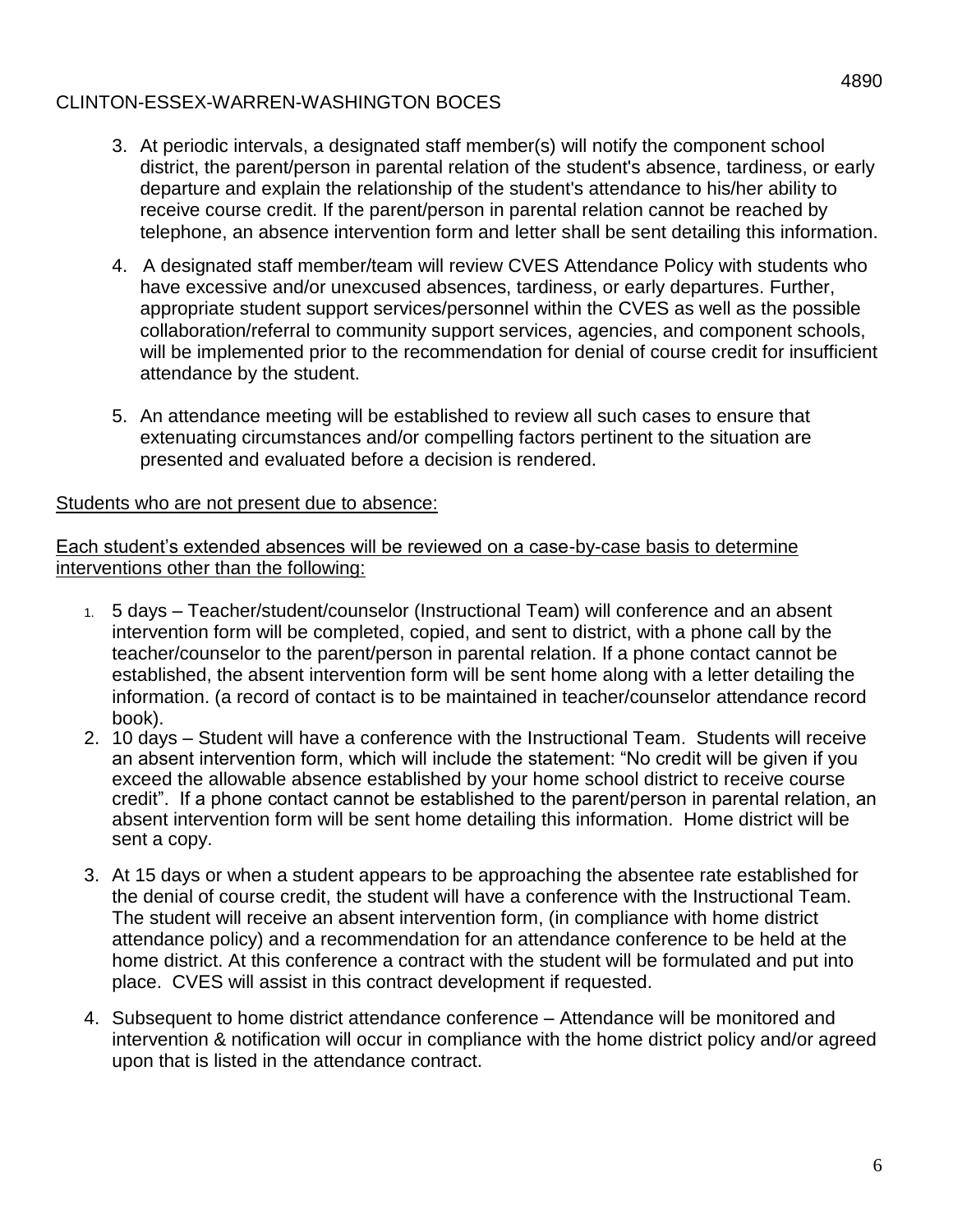3. At periodic intervals, a designated staff member(s) will notify the component school district, the parent/person in parental relation of the student's absence, tardiness, or early departure and explain the relationship of the student's attendance to his/her ability to receive course credit. If the parent/person in parental relation cannot be reached by telephone, an absence intervention form and letter shall be sent detailing this information.

4. A designated staff member/team will review CVES Attendance Policy with students who have excessive and/or unexcused absences, tardiness, or early departures. Further, appropriate student support services/personnel within the CVES as well as the possible collaboration/referral to community support services, agencies, and component schools, will be implemented prior to the recommendation for denial of course credit for insufficient attendance by the student.

5. An attendance meeting will be established to review all such cases to ensure that extenuating circumstances and/or compelling factors pertinent to the situation are presented and evaluated before a decision is rendered.

<u>Students who are not present due to absence:</u>

<u>Each student's extended absences will be reviewed on a case-by-case basis to determine interventions other than the following:</u>

1. 5 days – Teacher/student/counselor (Instructional Team) will conference and an absent intervention form will be completed, copied, and sent to district, with a phone call by the teacher/counselor to the parent/person in parental relation. If a phone contact cannot be established, the absent intervention form will be sent home along with a letter detailing the information. (a record of contact is to be maintained in teacher/counselor attendance record book).
2. 10 days – Student will have a conference with the Instructional Team. Students will receive an absent intervention form, which will include the statement: "No credit will be given if you exceed the allowable absence established by your home school district to receive course credit". If a phone contact cannot be established to the parent/person in parental relation, an absent intervention form will be sent home detailing this information. Home district will be sent a copy.
3. At 15 days or when a student appears to be approaching the absentee rate established for the denial of course credit, the student will have a conference with the Instructional Team. The student will receive an absent intervention form, (in compliance with home district attendance policy) and a recommendation for an attendance conference to be held at the home district. At this conference a contract with the student will be formulated and put into place. CVES will assist in this contract development if requested.
4. Subsequent to home district attendance conference – Attendance will be monitored and intervention & notification will occur in compliance with the home district policy and/or agreed upon that is listed in the attendance contract.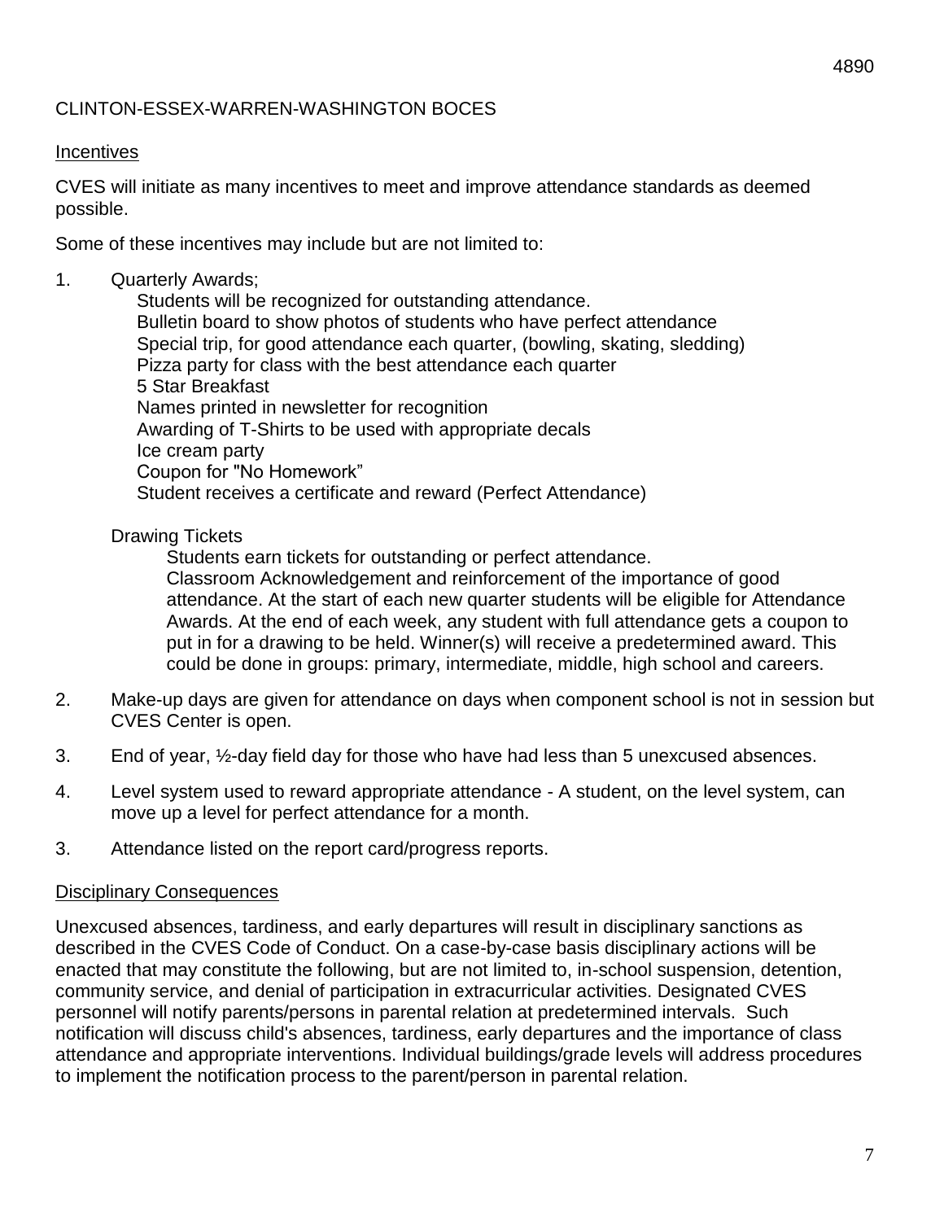CLINTON-ESSEX-WARREN-WASHINGTON BOCES

Incentives

CVES will initiate as many incentives to meet and improve attendance standards as deemed possible.

Some of these incentives may include but are not limited to:

1. Quarterly Awards;
   - Students will be recognized for outstanding attendance.
   - Bulletin board to show photos of students who have perfect attendance
   - Special trip, for good attendance each quarter, (bowling, skating, sledding)
   - Pizza party for class with the best attendance each quarter
   - 5 Star Breakfast
   - Names printed in newsletter for recognition
   - Awarding of T-Shirts to be used with appropriate decals
   - Ice cream party
   - Coupon for "No Homework"
   - Student receives a certificate and reward (Perfect Attendance)

   Drawing Tickets

   Students earn tickets for outstanding or perfect attendance.
   Classroom Acknowledgement and reinforcement of the importance of good attendance. At the start of each new quarter students will be eligible for Attendance Awards. At the end of each week, any student with full attendance gets a coupon to put in for a drawing to be held. Winner(s) will receive a predetermined award. This could be done in groups: primary, intermediate, middle, high school and careers.

2. Make-up days are given for attendance on days when component school is not in session but CVES Center is open.

3. End of year, ½-day field day for those who have had less than 5 unexcused absences.

4. Level system used to reward appropriate attendance - A student, on the level system, can move up a level for perfect attendance for a month.

3. Attendance listed on the report card/progress reports.

Disciplinary Consequences

Unexcused absences, tardiness, and early departures will result in disciplinary sanctions as described in the CVES Code of Conduct. On a case-by-case basis disciplinary actions will be enacted that may constitute the following, but are not limited to, in-school suspension, detention, community service, and denial of participation in extracurricular activities. Designated CVES personnel will notify parents/persons in parental relation at predetermined intervals. Such notification will discuss child's absences, tardiness, early departures and the importance of class attendance and appropriate interventions. Individual buildings/grade levels will address procedures to implement the notification process to the parent/person in parental relation.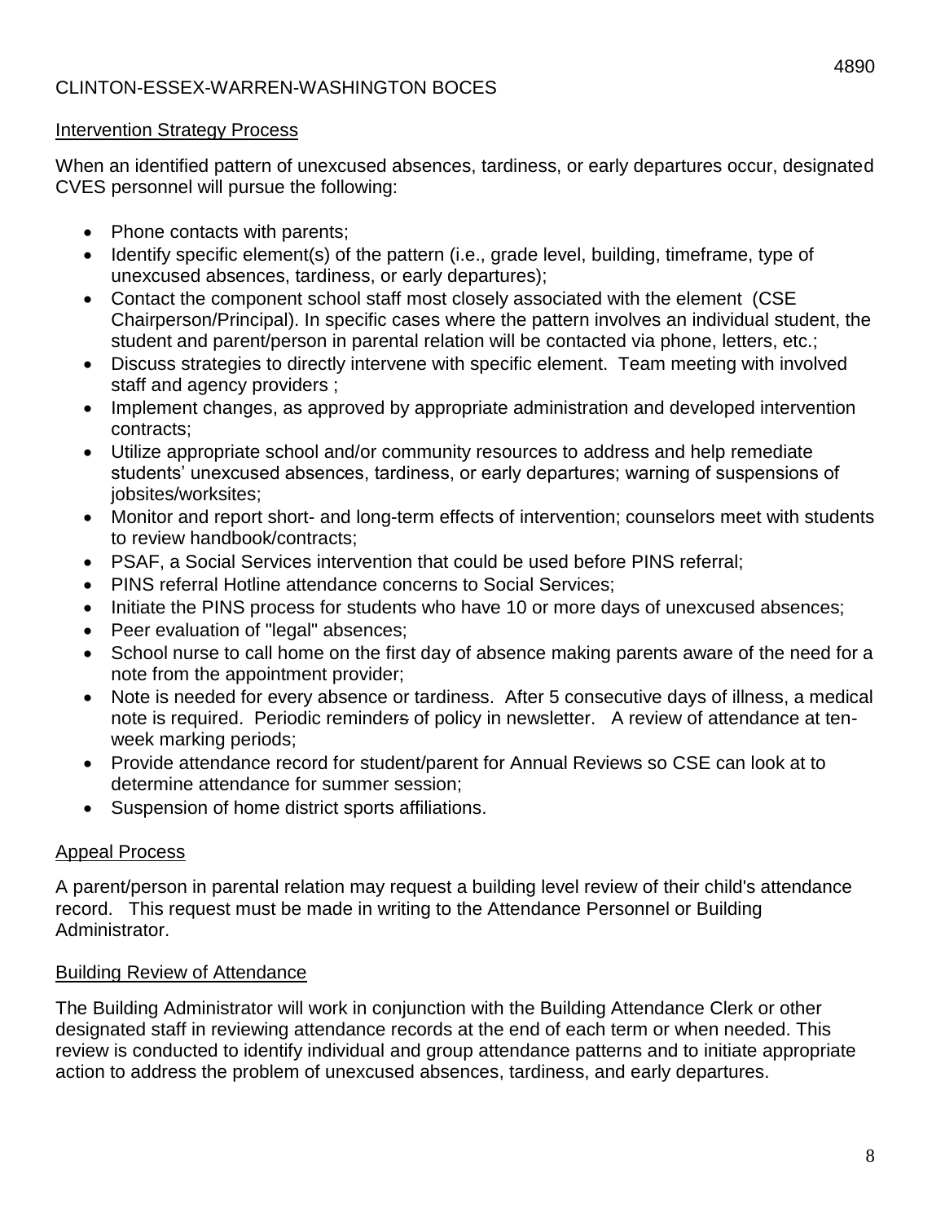## Intervention Strategy Process

When an identified pattern of unexcused absences, tardiness, or early departures occur, designated CVES personnel will pursue the following:

- Phone contacts with parents;
- Identify specific element(s) of the pattern (i.e., grade level, building, timeframe, type of unexcused absences, tardiness, or early departures);
- Contact the component school staff most closely associated with the element (CSE Chairperson/Principal). In specific cases where the pattern involves an individual student, the student and parent/person in parental relation will be contacted via phone, letters, etc.;
- Discuss strategies to directly intervene with specific element. Team meeting with involved staff and agency providers ;
- Implement changes, as approved by appropriate administration and developed intervention contracts;
- Utilize appropriate school and/or community resources to address and help remediate students' unexcused absences, tardiness, or early departures; warning of suspensions of jobsites/worksites;
- Monitor and report short- and long-term effects of intervention; counselors meet with students to review handbook/contracts;
- PSAF, a Social Services intervention that could be used before PINS referral;
- PINS referral Hotline attendance concerns to Social Services;
- Initiate the PINS process for students who have 10 or more days of unexcused absences;
- Peer evaluation of "legal" absences;
- School nurse to call home on the first day of absence making parents aware of the need for a note from the appointment provider;
- Note is needed for every absence or tardiness. After 5 consecutive days of illness, a medical note is required. Periodic reminders of policy in newsletter. A review of attendance at ten-week marking periods;
- Provide attendance record for student/parent for Annual Reviews so CSE can look at to determine attendance for summer session;
- Suspension of home district sports affiliations.

## Appeal Process

A parent/person in parental relation may request a building level review of their child's attendance record. This request must be made in writing to the Attendance Personnel or Building Administrator.

## Building Review of Attendance

The Building Administrator will work in conjunction with the Building Attendance Clerk or other designated staff in reviewing attendance records at the end of each term or when needed. This review is conducted to identify individual and group attendance patterns and to initiate appropriate action to address the problem of unexcused absences, tardiness, and early departures.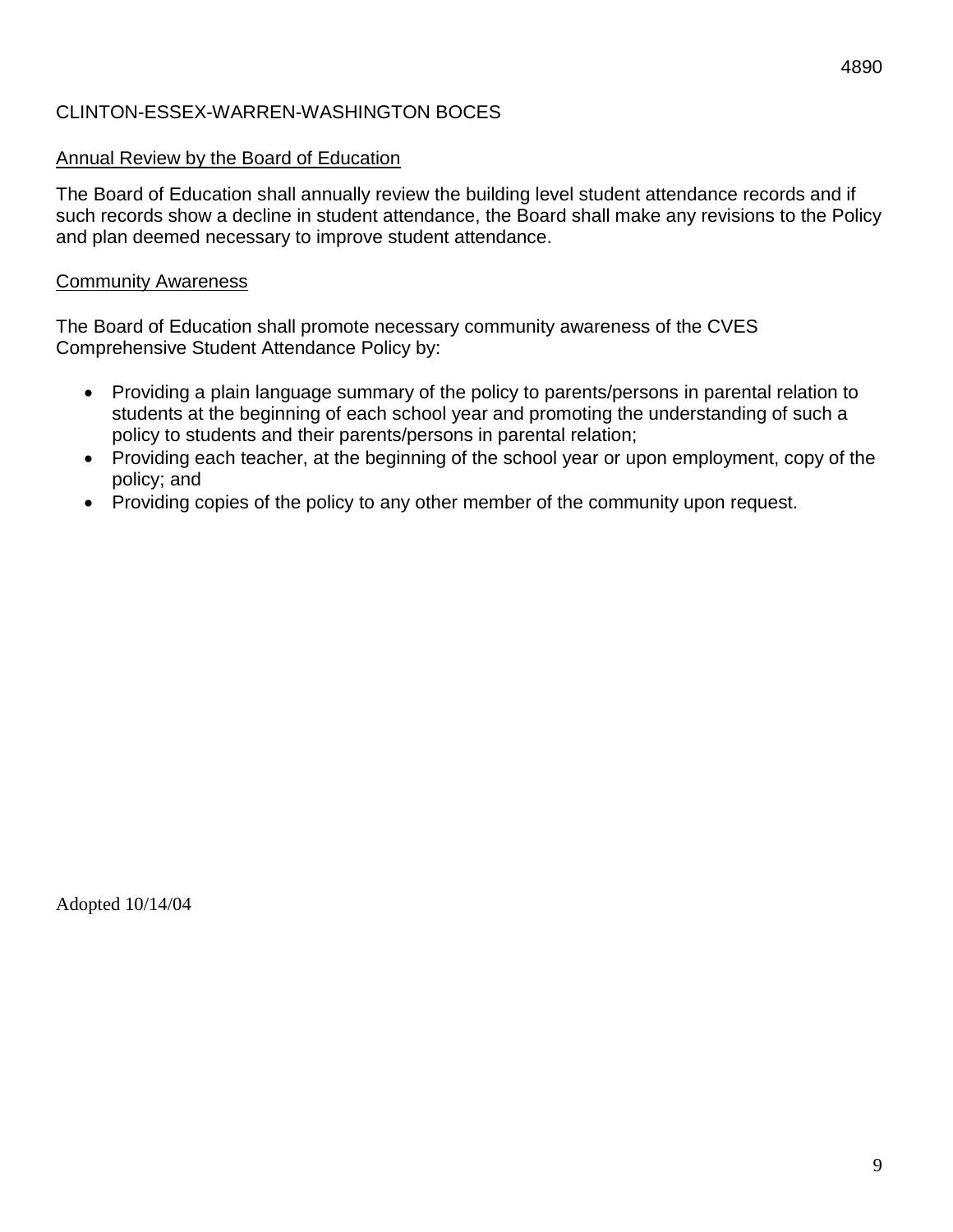CLINTON-ESSEX-WARREN-WASHINGTON BOCES

## Annual Review by the Board of Education

The Board of Education shall annually review the building level student attendance records and if such records show a decline in student attendance, the Board shall make any revisions to the Policy and plan deemed necessary to improve student attendance.

## Community Awareness

The Board of Education shall promote necessary community awareness of the CVES Comprehensive Student Attendance Policy by:

- Providing a plain language summary of the policy to parents/persons in parental relation to students at the beginning of each school year and promoting the understanding of such a policy to students and their parents/persons in parental relation;
- Providing each teacher, at the beginning of the school year or upon employment, copy of the policy; and
- Providing copies of the policy to any other member of the community upon request.

Adopted 10/14/04